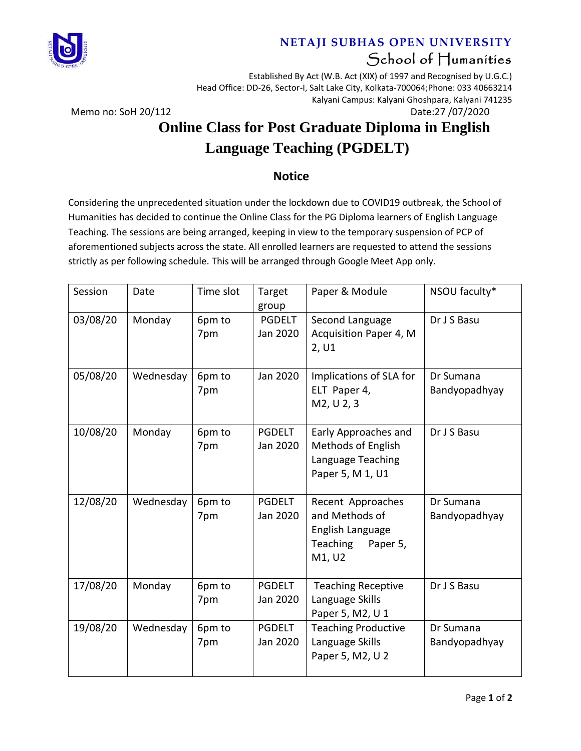**NETAJI SUBHAS OPEN UNIVERSITY**

School of Humanities

Established By Act (W.B. Act (XIX) of 1997 and Recognised by U.G.C.)
Head Office: DD-26, Sector-I, Salt Lake City, Kolkata-700064;Phone: 033 40663214
Kalyani Campus: Kalyani Ghoshpara, Kalyani 741235

Memo no: SoH 20/112 Date:27 /07/2020

# Online Class for Post Graduate Diploma in English Language Teaching (PGDELT)

## Notice

Considering the unprecedented situation under the lockdown due to COVID19 outbreak, the School of Humanities has decided to continue the Online Class for the PG Diploma learners of English Language Teaching. The sessions are being arranged, keeping in view to the temporary suspension of PCP of aforementioned subjects across the state. All enrolled learners are requested to attend the sessions strictly as per following schedule. This will be arranged through Google Meet App only.

| Session | Date | Time slot | Target group | Paper & Module | NSOU faculty* |
|---|---|---|---|---|---|
| 03/08/20 | Monday | 6pm to 7pm | PGDELT Jan 2020 | Second Language Acquisition Paper 4, M 2, U1 | Dr J S Basu |
| 05/08/20 | Wednesday | 6pm to 7pm | Jan 2020 | Implications of SLA for ELT Paper 4, M2, U 2, 3 | Dr Sumana Bandyopadhyay |
| 10/08/20 | Monday | 6pm to 7pm | PGDELT Jan 2020 | Early Approaches and Methods of English Language Teaching Paper 5, M 1, U1 | Dr J S Basu |
| 12/08/20 | Wednesday | 6pm to 7pm | PGDELT Jan 2020 | Recent Approaches and Methods of English Language Teaching Paper 5, M1, U2 | Dr Sumana Bandyopadhyay |
| 17/08/20 | Monday | 6pm to 7pm | PGDELT Jan 2020 | Teaching Receptive Language Skills Paper 5, M2, U 1 | Dr J S Basu |
| 19/08/20 | Wednesday | 6pm to 7pm | PGDELT Jan 2020 | Teaching Productive Language Skills Paper 5, M2, U 2 | Dr Sumana Bandyopadhyay |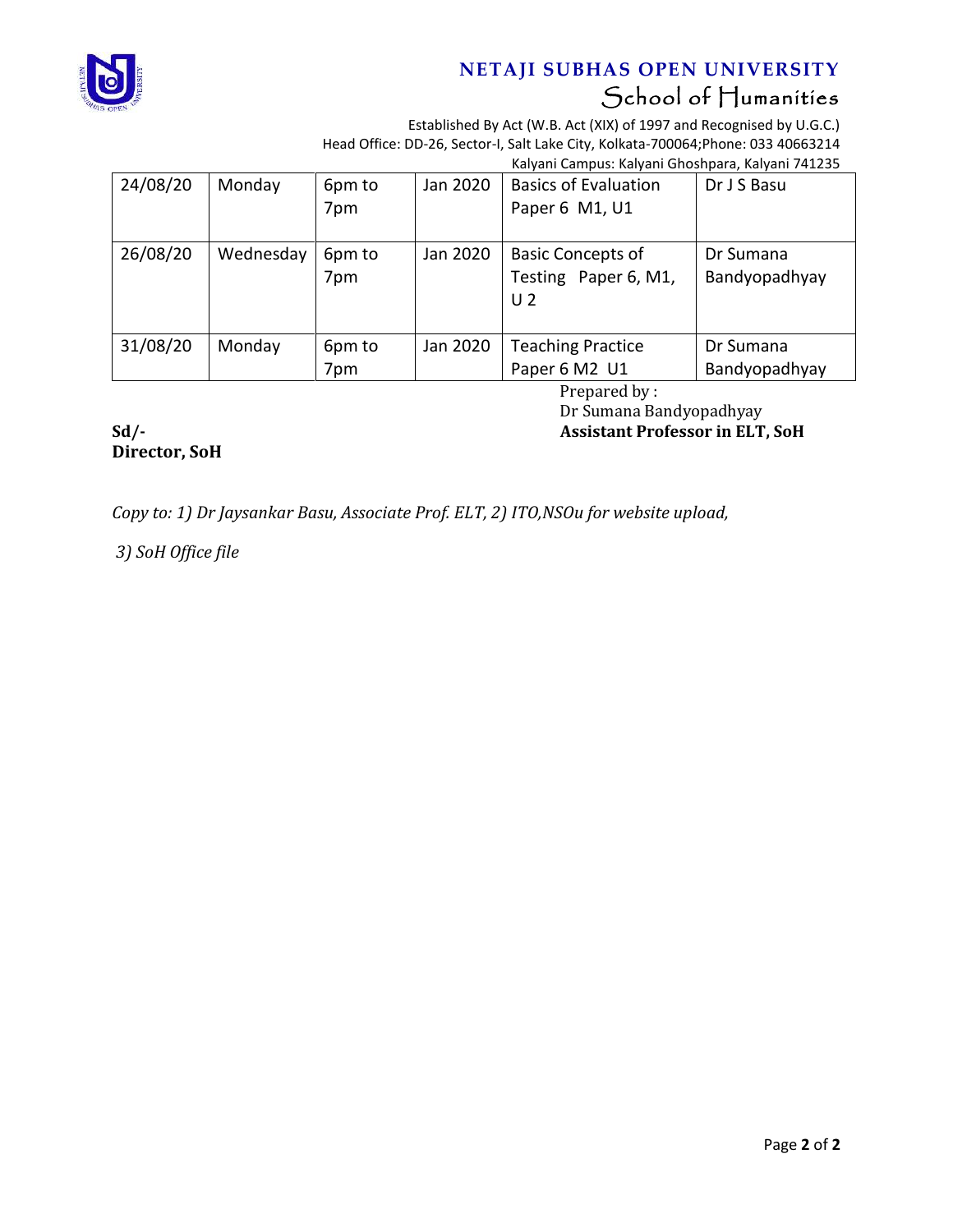# NETAJI SUBHAS OPEN UNIVERSITY

## School of Humanities

Established By Act (W.B. Act (XIX) of 1997 and Recognised by U.G.C.)
Head Office: DD-26, Sector-I, Salt Lake City, Kolkata-700064;Phone: 033 40663214
Kalyani Campus: Kalyani Ghoshpara, Kalyani 741235

| | | | | | |
|---|---|---|---|---|---|
| 24/08/20 | Monday | 6pm to 7pm | Jan 2020 | Basics of Evaluation Paper 6 M1, U1 | Dr J S Basu |
| 26/08/20 | Wednesday | 6pm to 7pm | Jan 2020 | Basic Concepts of Testing Paper 6, M1, U 2 | Dr Sumana Bandyopadhyay |
| 31/08/20 | Monday | 6pm to 7pm | Jan 2020 | Teaching Practice Paper 6 M2 U1 | Dr Sumana Bandyopadhyay |

Prepared by :
Dr Sumana Bandyopadhyay
**Assistant Professor in ELT, SoH**

**Sd/-**
**Director, SoH**

*Copy to: 1) Dr Jaysankar Basu, Associate Prof. ELT, 2) ITO,NSOu for website upload,*

*3) SoH Office file*